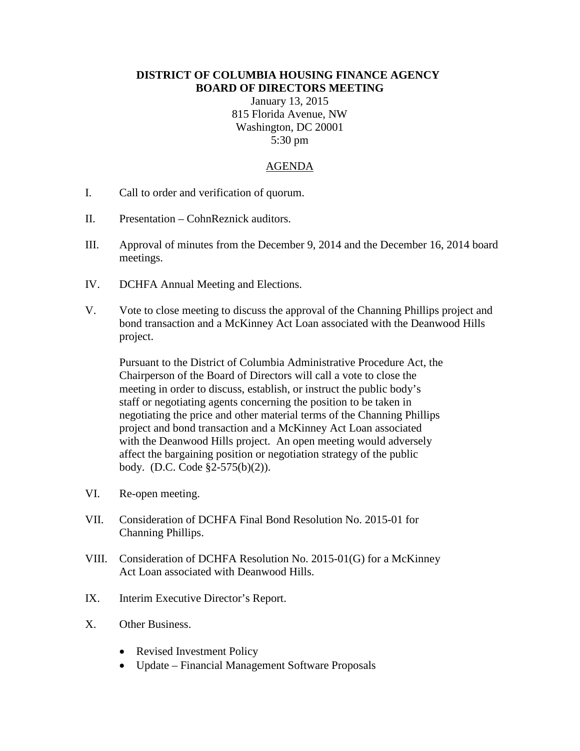**DISTRICT OF COLUMBIA HOUSING FINANCE AGENCY**
**BOARD OF DIRECTORS MEETING**

January 13, 2015
815 Florida Avenue, NW
Washington, DC 20001
5:30 pm

<u>AGENDA</u>

I. Call to order and verification of quorum.

II. Presentation – CohnReznick auditors.

III. Approval of minutes from the December 9, 2014 and the December 16, 2014 board meetings.

IV. DCHFA Annual Meeting and Elections.

V. Vote to close meeting to discuss the approval of the Channing Phillips project and bond transaction and a McKinney Act Loan associated with the Deanwood Hills project.

   Pursuant to the District of Columbia Administrative Procedure Act, the Chairperson of the Board of Directors will call a vote to close the meeting in order to discuss, establish, or instruct the public body's staff or negotiating agents concerning the position to be taken in negotiating the price and other material terms of the Channing Phillips project and bond transaction and a McKinney Act Loan associated with the Deanwood Hills project. An open meeting would adversely affect the bargaining position or negotiation strategy of the public body. (D.C. Code §2-575(b)(2)).

VI. Re-open meeting.

VII. Consideration of DCHFA Final Bond Resolution No. 2015-01 for Channing Phillips.

VIII. Consideration of DCHFA Resolution No. 2015-01(G) for a McKinney Act Loan associated with Deanwood Hills.

IX. Interim Executive Director's Report.

X. Other Business.

   - Revised Investment Policy
   - Update – Financial Management Software Proposals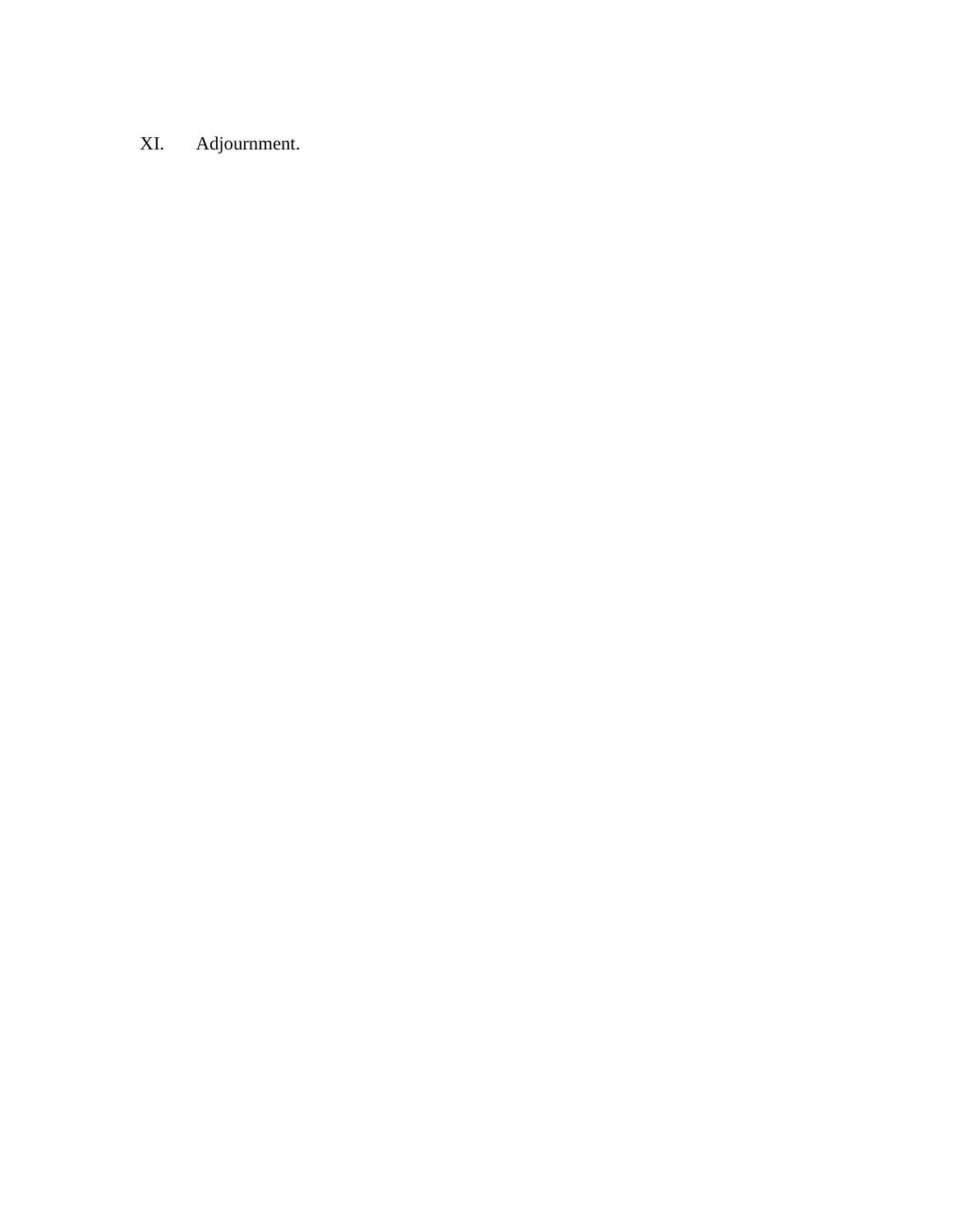XI. Adjournment.